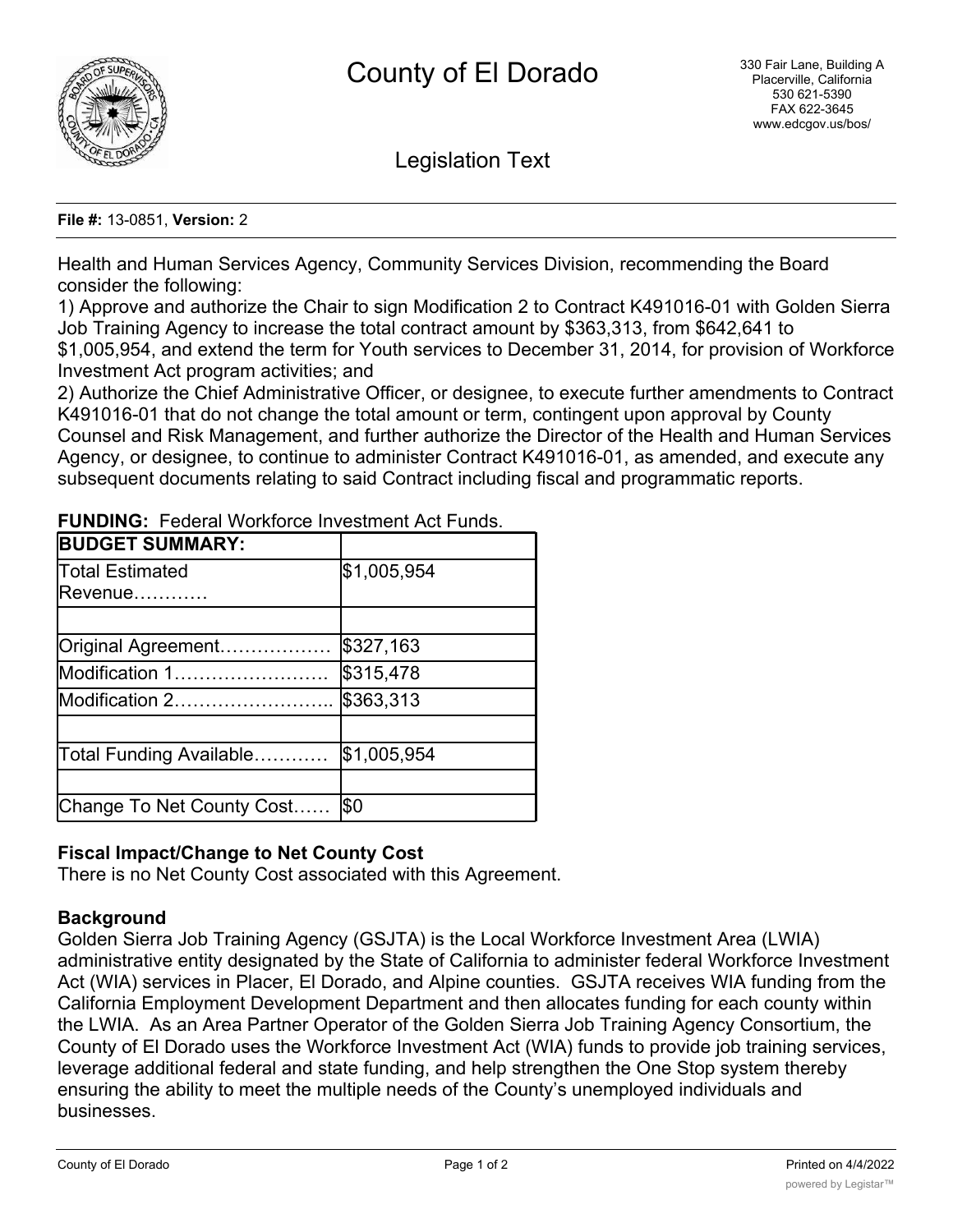# County of El Dorado

330 Fair Lane, Building A
Placerville, California
530 621-5390
FAX 622-3645
www.edcgov.us/bos/

## Legislation Text

**File #:** 13-0851, **Version:** 2

Health and Human Services Agency, Community Services Division, recommending the Board consider the following:

1) Approve and authorize the Chair to sign Modification 2 to Contract K491016-01 with Golden Sierra Job Training Agency to increase the total contract amount by $363,313, from $642,641 to $1,005,954, and extend the term for Youth services to December 31, 2014, for provision of Workforce Investment Act program activities; and

2) Authorize the Chief Administrative Officer, or designee, to execute further amendments to Contract K491016-01 that do not change the total amount or term, contingent upon approval by County Counsel and Risk Management, and further authorize the Director of the Health and Human Services Agency, or designee, to continue to administer Contract K491016-01, as amended, and execute any subsequent documents relating to said Contract including fiscal and programmatic reports.

**FUNDING:** Federal Workforce Investment Act Funds.

| **BUDGET SUMMARY:** | |
|---|---|
| Total Estimated Revenue………… | $1,005,954 |
| | |
| Original Agreement……………… | $327,163 |
| Modification 1……………………. | $315,478 |
| Modification 2…………………….. | $363,313 |
| | |
| Total Funding Available………… | $1,005,954 |
| | |
| Change To Net County Cost…… | $0 |

### Fiscal Impact/Change to Net County Cost

There is no Net County Cost associated with this Agreement.

### Background

Golden Sierra Job Training Agency (GSJTA) is the Local Workforce Investment Area (LWIA) administrative entity designated by the State of California to administer federal Workforce Investment Act (WIA) services in Placer, El Dorado, and Alpine counties. GSJTA receives WIA funding from the California Employment Development Department and then allocates funding for each county within the LWIA. As an Area Partner Operator of the Golden Sierra Job Training Agency Consortium, the County of El Dorado uses the Workforce Investment Act (WIA) funds to provide job training services, leverage additional federal and state funding, and help strengthen the One Stop system thereby ensuring the ability to meet the multiple needs of the County's unemployed individuals and businesses.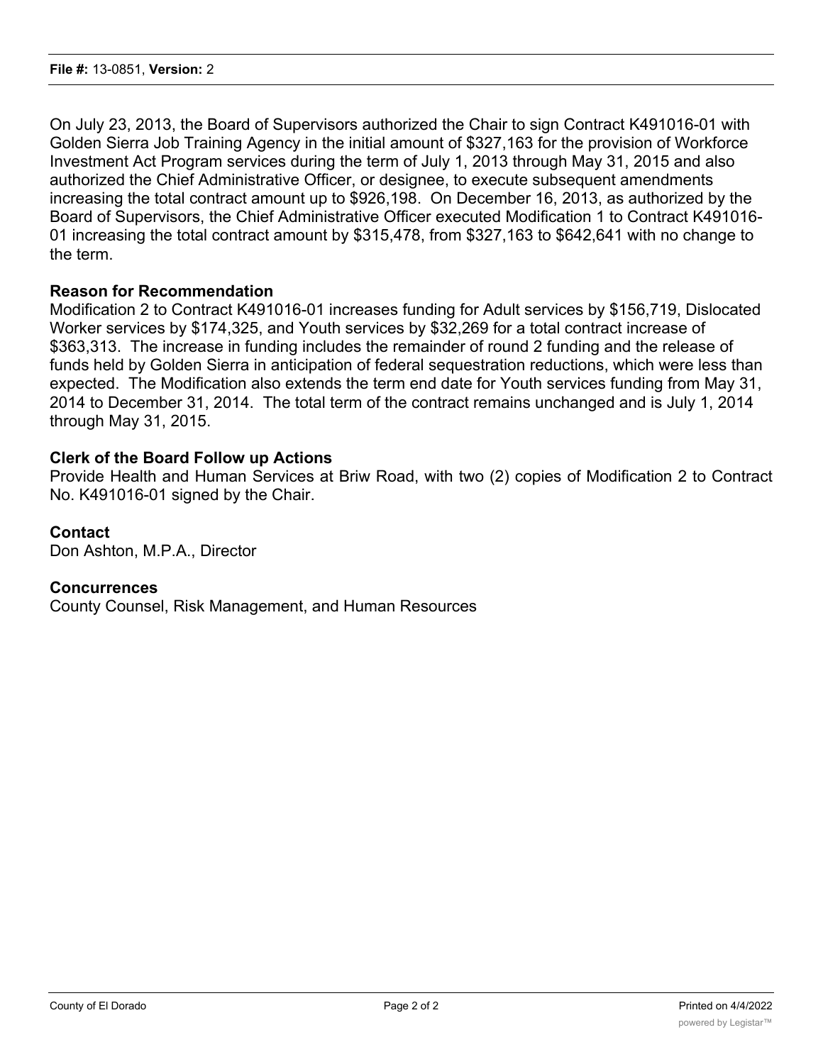On July 23, 2013, the Board of Supervisors authorized the Chair to sign Contract K491016-01 with Golden Sierra Job Training Agency in the initial amount of $327,163 for the provision of Workforce Investment Act Program services during the term of July 1, 2013 through May 31, 2015 and also authorized the Chief Administrative Officer, or designee, to execute subsequent amendments increasing the total contract amount up to $926,198. On December 16, 2013, as authorized by the Board of Supervisors, the Chief Administrative Officer executed Modification 1 to Contract K491016-01 increasing the total contract amount by $315,478, from $327,163 to $642,641 with no change to the term.

**Reason for Recommendation**

Modification 2 to Contract K491016-01 increases funding for Adult services by $156,719, Dislocated Worker services by $174,325, and Youth services by $32,269 for a total contract increase of $363,313. The increase in funding includes the remainder of round 2 funding and the release of funds held by Golden Sierra in anticipation of federal sequestration reductions, which were less than expected. The Modification also extends the term end date for Youth services funding from May 31, 2014 to December 31, 2014. The total term of the contract remains unchanged and is July 1, 2014 through May 31, 2015.

**Clerk of the Board Follow up Actions**

Provide Health and Human Services at Briw Road, with two (2) copies of Modification 2 to Contract No. K491016-01 signed by the Chair.

**Contact**

Don Ashton, M.P.A., Director

**Concurrences**

County Counsel, Risk Management, and Human Resources